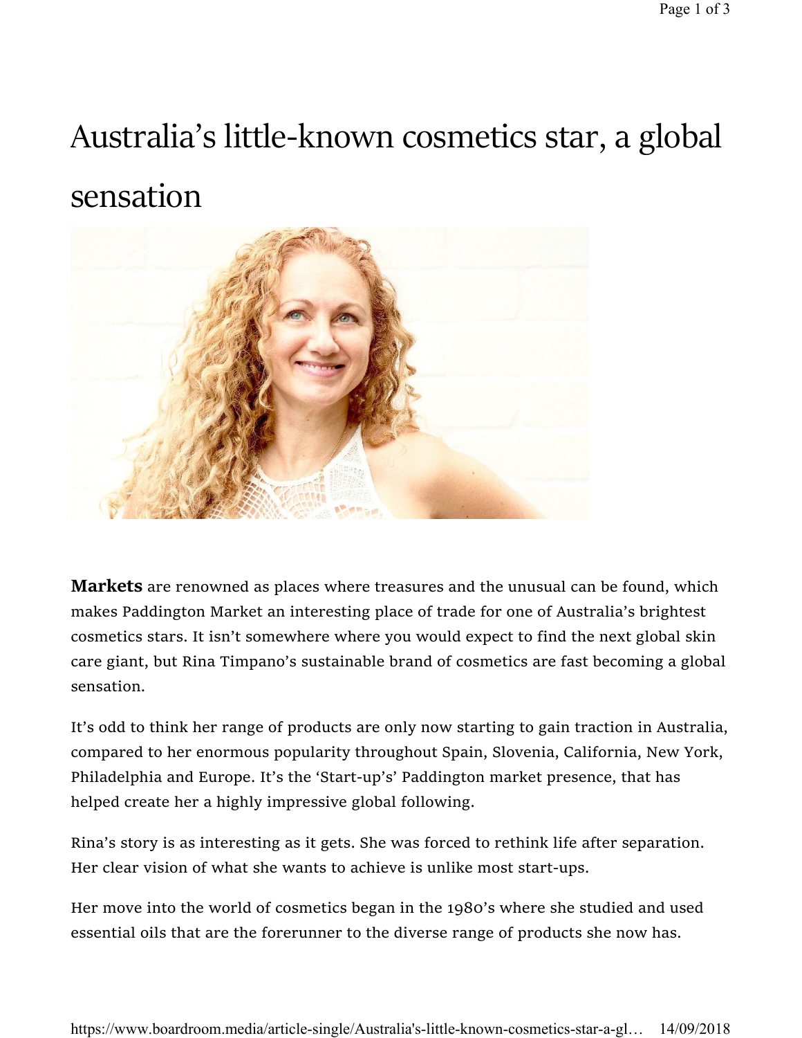# Australia's little-known cosmetics star, a global sensation

**Markets** are renowned as places where treasures and the unusual can be found, which makes Paddington Market an interesting place of trade for one of Australia's brightest cosmetics stars. It isn't somewhere where you would expect to find the next global skin care giant, but Rina Timpano's sustainable brand of cosmetics are fast becoming a global sensation.

It's odd to think her range of products are only now starting to gain traction in Australia, compared to her enormous popularity throughout Spain, Slovenia, California, New York, Philadelphia and Europe. It's the 'Start-up's' Paddington market presence, that has helped create her a highly impressive global following.

Rina's story is as interesting as it gets. She was forced to rethink life after separation. Her clear vision of what she wants to achieve is unlike most start-ups.

Her move into the world of cosmetics began in the 1980's where she studied and used essential oils that are the forerunner to the diverse range of products she now has.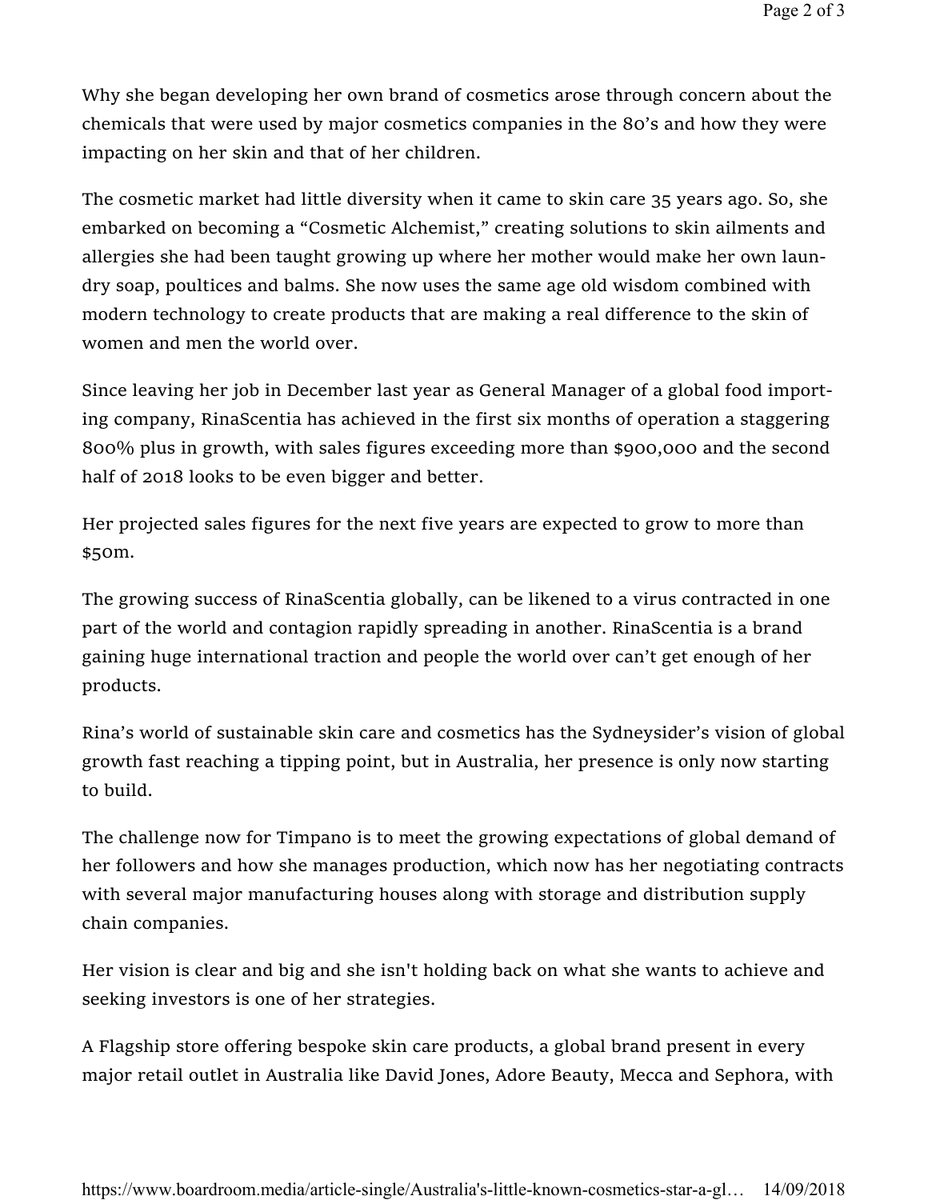Why she began developing her own brand of cosmetics arose through concern about the chemicals that were used by major cosmetics companies in the 80's and how they were impacting on her skin and that of her children.

The cosmetic market had little diversity when it came to skin care 35 years ago. So, she embarked on becoming a "Cosmetic Alchemist," creating solutions to skin ailments and allergies she had been taught growing up where her mother would make her own laundry soap, poultices and balms. She now uses the same age old wisdom combined with modern technology to create products that are making a real difference to the skin of women and men the world over.

Since leaving her job in December last year as General Manager of a global food importing company, RinaScentia has achieved in the first six months of operation a staggering 800% plus in growth, with sales figures exceeding more than $900,000 and the second half of 2018 looks to be even bigger and better.

Her projected sales figures for the next five years are expected to grow to more than $50m.

The growing success of RinaScentia globally, can be likened to a virus contracted in one part of the world and contagion rapidly spreading in another. RinaScentia is a brand gaining huge international traction and people the world over can't get enough of her products.

Rina's world of sustainable skin care and cosmetics has the Sydneysider's vision of global growth fast reaching a tipping point, but in Australia, her presence is only now starting to build.

The challenge now for Timpano is to meet the growing expectations of global demand of her followers and how she manages production, which now has her negotiating contracts with several major manufacturing houses along with storage and distribution supply chain companies.

Her vision is clear and big and she isn't holding back on what she wants to achieve and seeking investors is one of her strategies.

A Flagship store offering bespoke skin care products, a global brand present in every major retail outlet in Australia like David Jones, Adore Beauty, Mecca and Sephora, with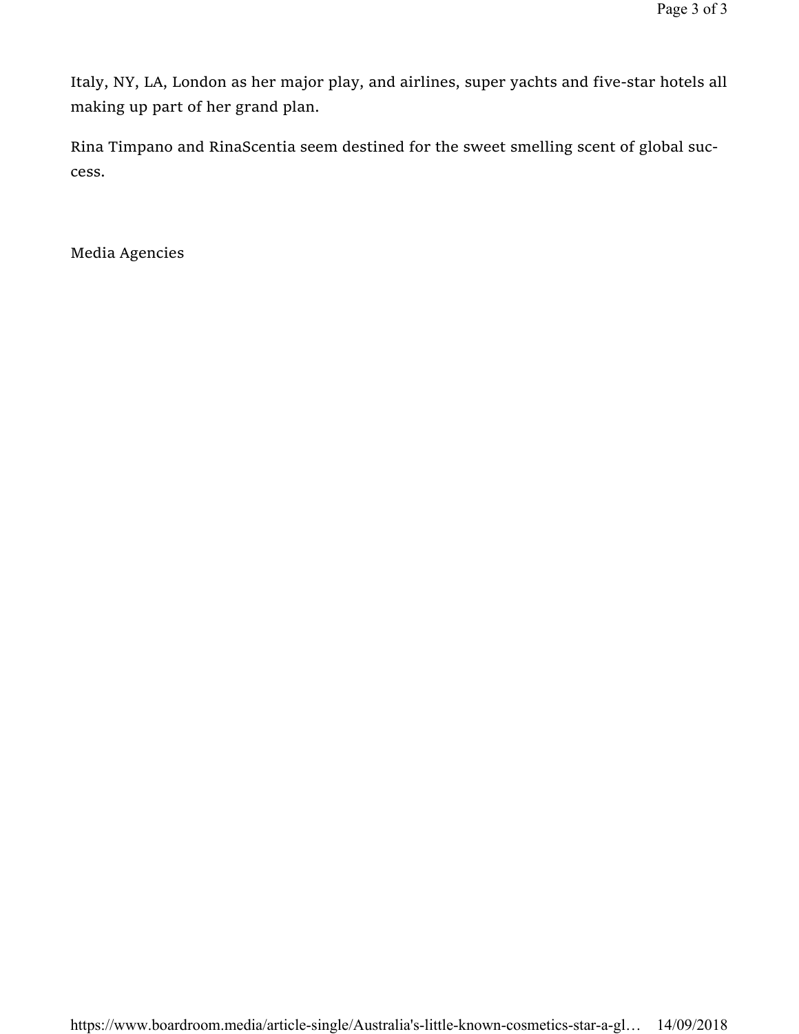Italy, NY, LA, London as her major play, and airlines, super yachts and five-star hotels all making up part of her grand plan.

Rina Timpano and RinaScentia seem destined for the sweet smelling scent of global success.

Media Agencies